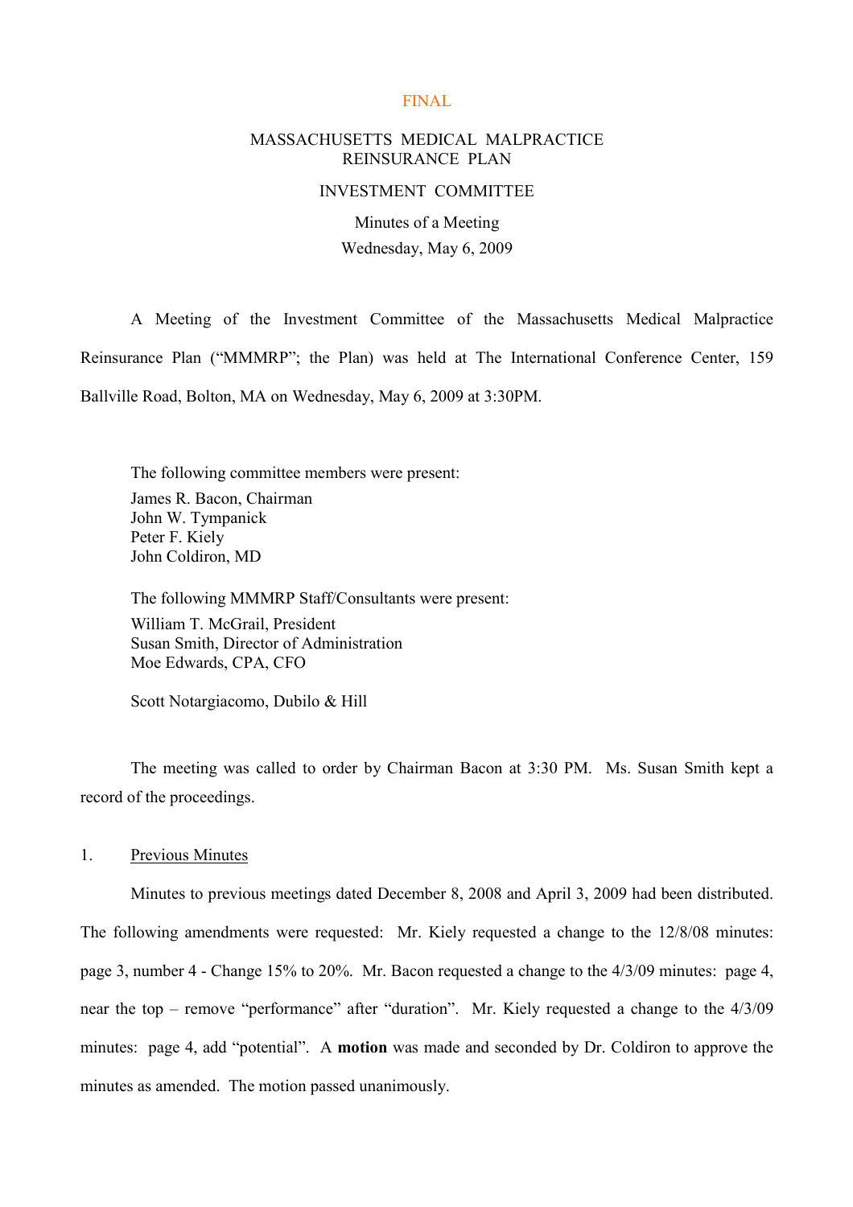FINAL

# MASSACHUSETTS MEDICAL MALPRACTICE REINSURANCE PLAN

## INVESTMENT COMMITTEE

### Minutes of a Meeting

### Wednesday, May 6, 2009

A Meeting of the Investment Committee of the Massachusetts Medical Malpractice Reinsurance Plan ("MMMRP"; the Plan) was held at The International Conference Center, 159 Ballville Road, Bolton, MA on Wednesday, May 6, 2009 at 3:30PM.

The following committee members were present:
James R. Bacon, Chairman
John W. Tympanick
Peter F. Kiely
John Coldiron, MD

The following MMMRP Staff/Consultants were present:
William T. McGrail, President
Susan Smith, Director of Administration
Moe Edwards, CPA, CFO

Scott Notargiacomo, Dubilo & Hill

The meeting was called to order by Chairman Bacon at 3:30 PM. Ms. Susan Smith kept a record of the proceedings.

1. Previous Minutes

Minutes to previous meetings dated December 8, 2008 and April 3, 2009 had been distributed. The following amendments were requested: Mr. Kiely requested a change to the 12/8/08 minutes: page 3, number 4 - Change 15% to 20%. Mr. Bacon requested a change to the 4/3/09 minutes: page 4, near the top – remove "performance" after "duration". Mr. Kiely requested a change to the 4/3/09 minutes: page 4, add "potential". A **motion** was made and seconded by Dr. Coldiron to approve the minutes as amended. The motion passed unanimously.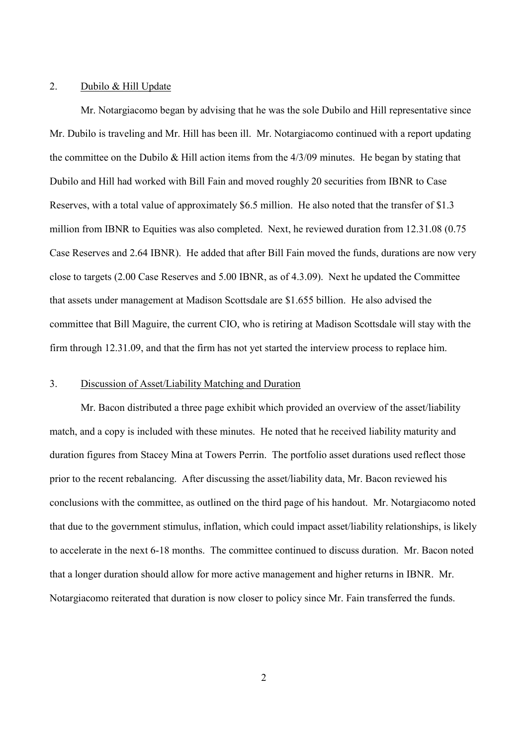2. Dubilo & Hill Update

Mr. Notargiacomo began by advising that he was the sole Dubilo and Hill representative since Mr. Dubilo is traveling and Mr. Hill has been ill. Mr. Notargiacomo continued with a report updating the committee on the Dubilo & Hill action items from the 4/3/09 minutes. He began by stating that Dubilo and Hill had worked with Bill Fain and moved roughly 20 securities from IBNR to Case Reserves, with a total value of approximately $6.5 million. He also noted that the transfer of $1.3 million from IBNR to Equities was also completed. Next, he reviewed duration from 12.31.08 (0.75 Case Reserves and 2.64 IBNR). He added that after Bill Fain moved the funds, durations are now very close to targets (2.00 Case Reserves and 5.00 IBNR, as of 4.3.09). Next he updated the Committee that assets under management at Madison Scottsdale are $1.655 billion. He also advised the committee that Bill Maguire, the current CIO, who is retiring at Madison Scottsdale will stay with the firm through 12.31.09, and that the firm has not yet started the interview process to replace him.

3. Discussion of Asset/Liability Matching and Duration

Mr. Bacon distributed a three page exhibit which provided an overview of the asset/liability match, and a copy is included with these minutes. He noted that he received liability maturity and duration figures from Stacey Mina at Towers Perrin. The portfolio asset durations used reflect those prior to the recent rebalancing. After discussing the asset/liability data, Mr. Bacon reviewed his conclusions with the committee, as outlined on the third page of his handout. Mr. Notargiacomo noted that due to the government stimulus, inflation, which could impact asset/liability relationships, is likely to accelerate in the next 6-18 months. The committee continued to discuss duration. Mr. Bacon noted that a longer duration should allow for more active management and higher returns in IBNR. Mr. Notargiacomo reiterated that duration is now closer to policy since Mr. Fain transferred the funds.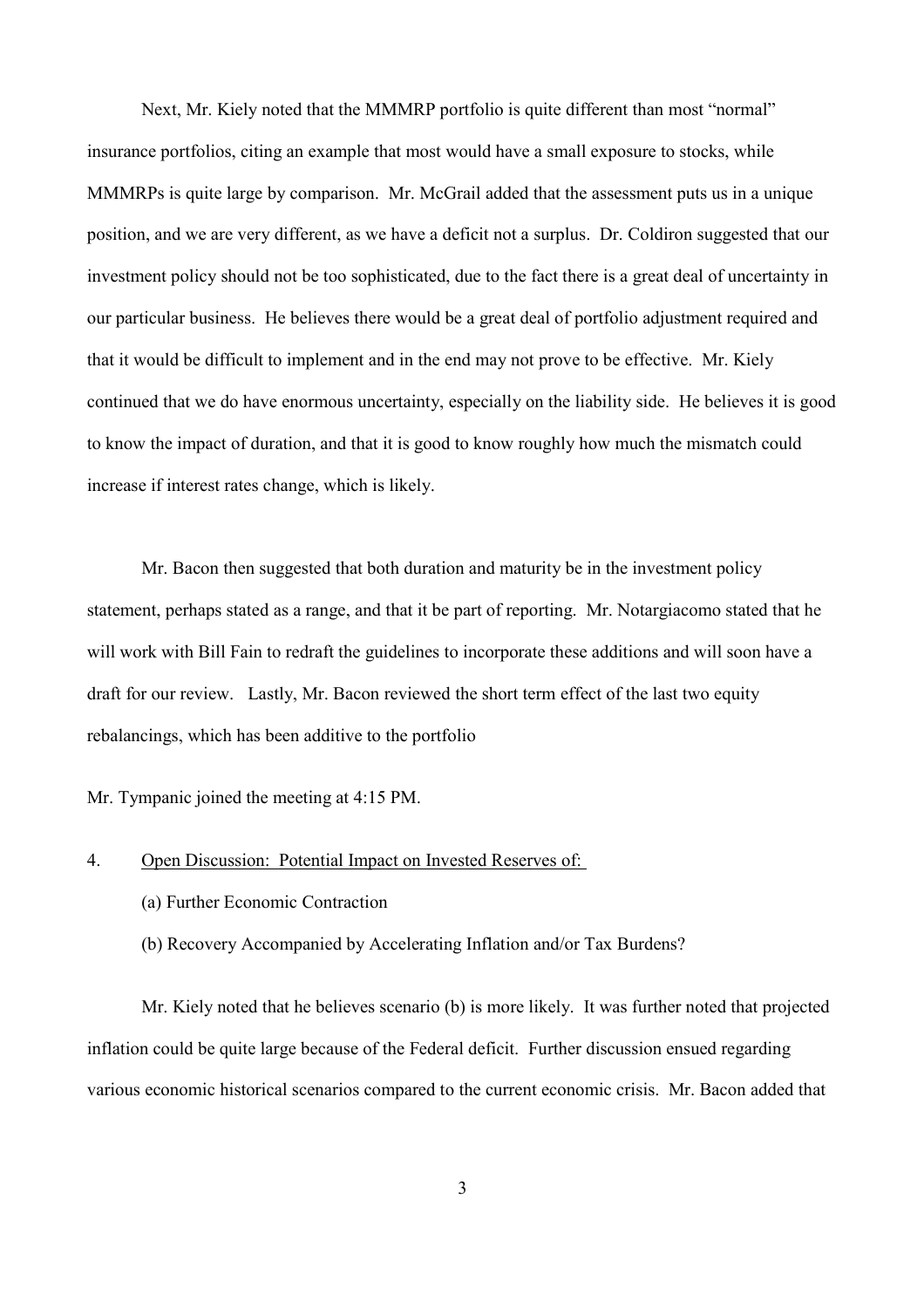Next, Mr. Kiely noted that the MMMRP portfolio is quite different than most "normal" insurance portfolios, citing an example that most would have a small exposure to stocks, while MMMRPs is quite large by comparison. Mr. McGrail added that the assessment puts us in a unique position, and we are very different, as we have a deficit not a surplus. Dr. Coldiron suggested that our investment policy should not be too sophisticated, due to the fact there is a great deal of uncertainty in our particular business. He believes there would be a great deal of portfolio adjustment required and that it would be difficult to implement and in the end may not prove to be effective. Mr. Kiely continued that we do have enormous uncertainty, especially on the liability side. He believes it is good to know the impact of duration, and that it is good to know roughly how much the mismatch could increase if interest rates change, which is likely.

Mr. Bacon then suggested that both duration and maturity be in the investment policy statement, perhaps stated as a range, and that it be part of reporting. Mr. Notargiacomo stated that he will work with Bill Fain to redraft the guidelines to incorporate these additions and will soon have a draft for our review. Lastly, Mr. Bacon reviewed the short term effect of the last two equity rebalancings, which has been additive to the portfolio

Mr. Tympanic joined the meeting at 4:15 PM.

4. Open Discussion: Potential Impact on Invested Reserves of:

   (a) Further Economic Contraction

   (b) Recovery Accompanied by Accelerating Inflation and/or Tax Burdens?

Mr. Kiely noted that he believes scenario (b) is more likely. It was further noted that projected inflation could be quite large because of the Federal deficit. Further discussion ensued regarding various economic historical scenarios compared to the current economic crisis. Mr. Bacon added that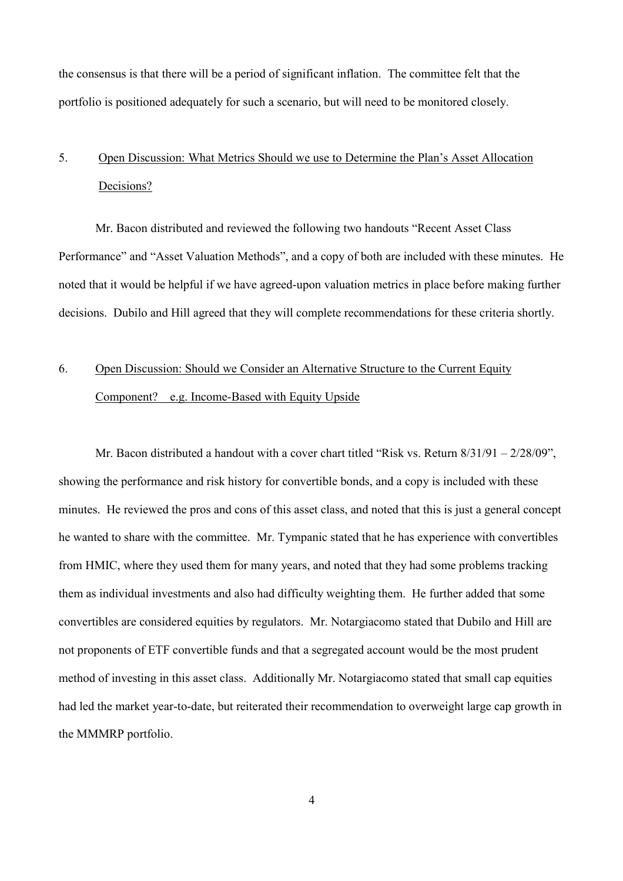the consensus is that there will be a period of significant inflation. The committee felt that the portfolio is positioned adequately for such a scenario, but will need to be monitored closely.

5. <u>Open Discussion: What Metrics Should we use to Determine the Plan's Asset Allocation Decisions?</u>

Mr. Bacon distributed and reviewed the following two handouts "Recent Asset Class Performance" and "Asset Valuation Methods", and a copy of both are included with these minutes. He noted that it would be helpful if we have agreed-upon valuation metrics in place before making further decisions. Dubilo and Hill agreed that they will complete recommendations for these criteria shortly.

6. <u>Open Discussion: Should we Consider an Alternative Structure to the Current Equity Component? e.g. Income-Based with Equity Upside</u>

Mr. Bacon distributed a handout with a cover chart titled "Risk vs. Return 8/31/91 – 2/28/09", showing the performance and risk history for convertible bonds, and a copy is included with these minutes. He reviewed the pros and cons of this asset class, and noted that this is just a general concept he wanted to share with the committee. Mr. Tympanic stated that he has experience with convertibles from HMIC, where they used them for many years, and noted that they had some problems tracking them as individual investments and also had difficulty weighting them. He further added that some convertibles are considered equities by regulators. Mr. Notargiacomo stated that Dubilo and Hill are not proponents of ETF convertible funds and that a segregated account would be the most prudent method of investing in this asset class. Additionally Mr. Notargiacomo stated that small cap equities had led the market year-to-date, but reiterated their recommendation to overweight large cap growth in the MMMRP portfolio.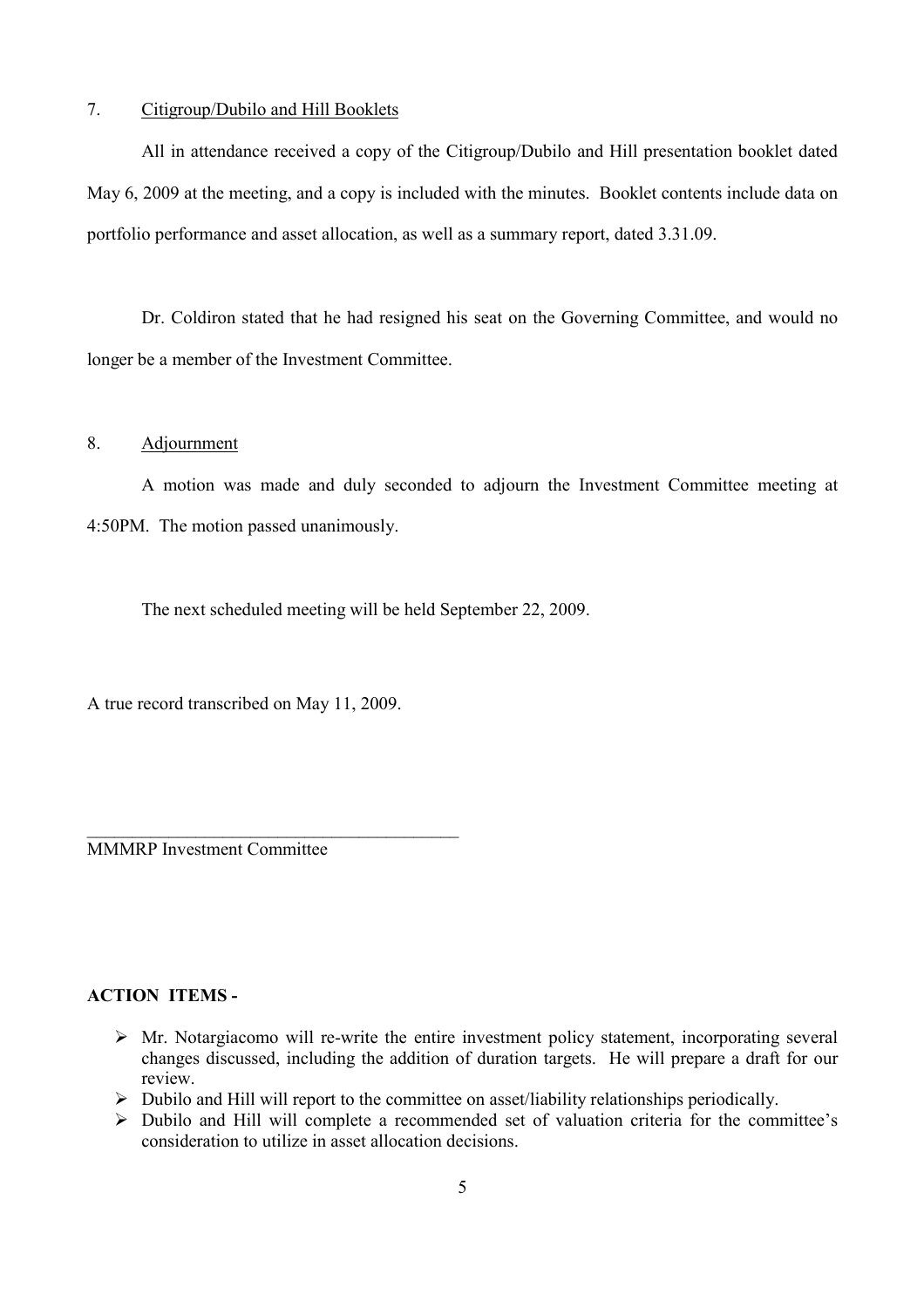7. Citigroup/Dubilo and Hill Booklets

All in attendance received a copy of the Citigroup/Dubilo and Hill presentation booklet dated May 6, 2009 at the meeting, and a copy is included with the minutes. Booklet contents include data on portfolio performance and asset allocation, as well as a summary report, dated 3.31.09.

Dr. Coldiron stated that he had resigned his seat on the Governing Committee, and would no longer be a member of the Investment Committee.

8. Adjournment

A motion was made and duly seconded to adjourn the Investment Committee meeting at 4:50PM. The motion passed unanimously.

The next scheduled meeting will be held September 22, 2009.

A true record transcribed on May 11, 2009.

\_\_\_\_\_\_\_\_\_\_\_\_\_\_\_\_\_\_\_\_\_\_\_\_\_\_\_\_\_\_\_\_\_\_\_\_\_\_\_\_\_\_\_

MMMRP Investment Committee

**ACTION ITEMS -**

- Mr. Notargiacomo will re-write the entire investment policy statement, incorporating several changes discussed, including the addition of duration targets. He will prepare a draft for our review.
- Dubilo and Hill will report to the committee on asset/liability relationships periodically.
- Dubilo and Hill will complete a recommended set of valuation criteria for the committee's consideration to utilize in asset allocation decisions.